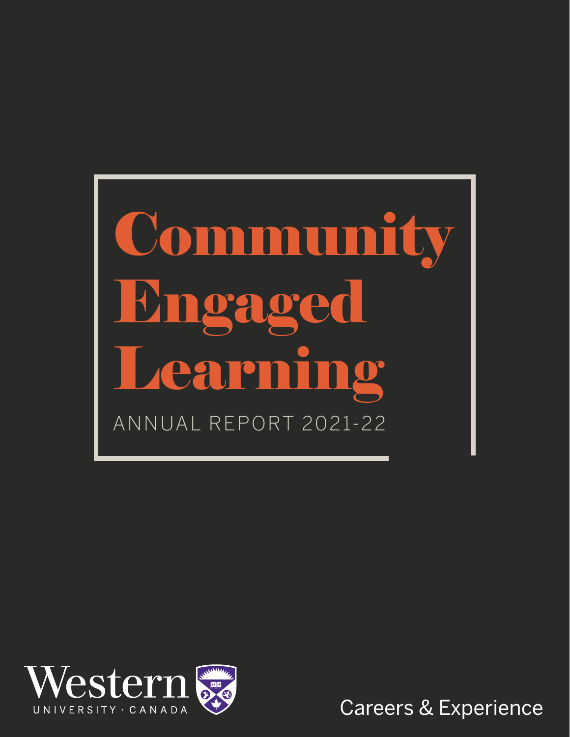# Community Engaged Learning

ANNUAL REPORT 2021-22

Western
UNIVERSITY · CANADA

Careers & Experience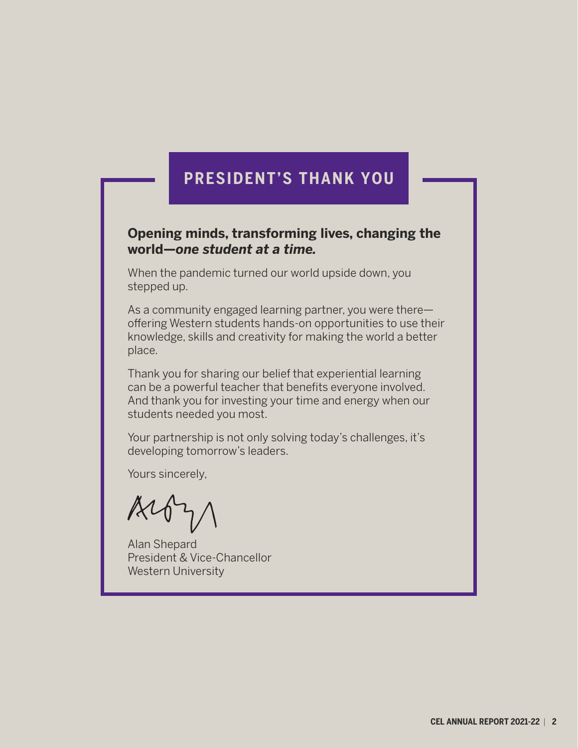# PRESIDENT'S THANK YOU

**Opening minds, transforming lives, changing the world—*one student at a time.***

When the pandemic turned our world upside down, you stepped up.

As a community engaged learning partner, you were there—offering Western students hands-on opportunities to use their knowledge, skills and creativity for making the world a better place.

Thank you for sharing our belief that experiential learning can be a powerful teacher that benefits everyone involved. And thank you for investing your time and energy when our students needed you most.

Your partnership is not only solving today's challenges, it's developing tomorrow's leaders.

Yours sincerely,

Alan Shepard
President & Vice-Chancellor
Western University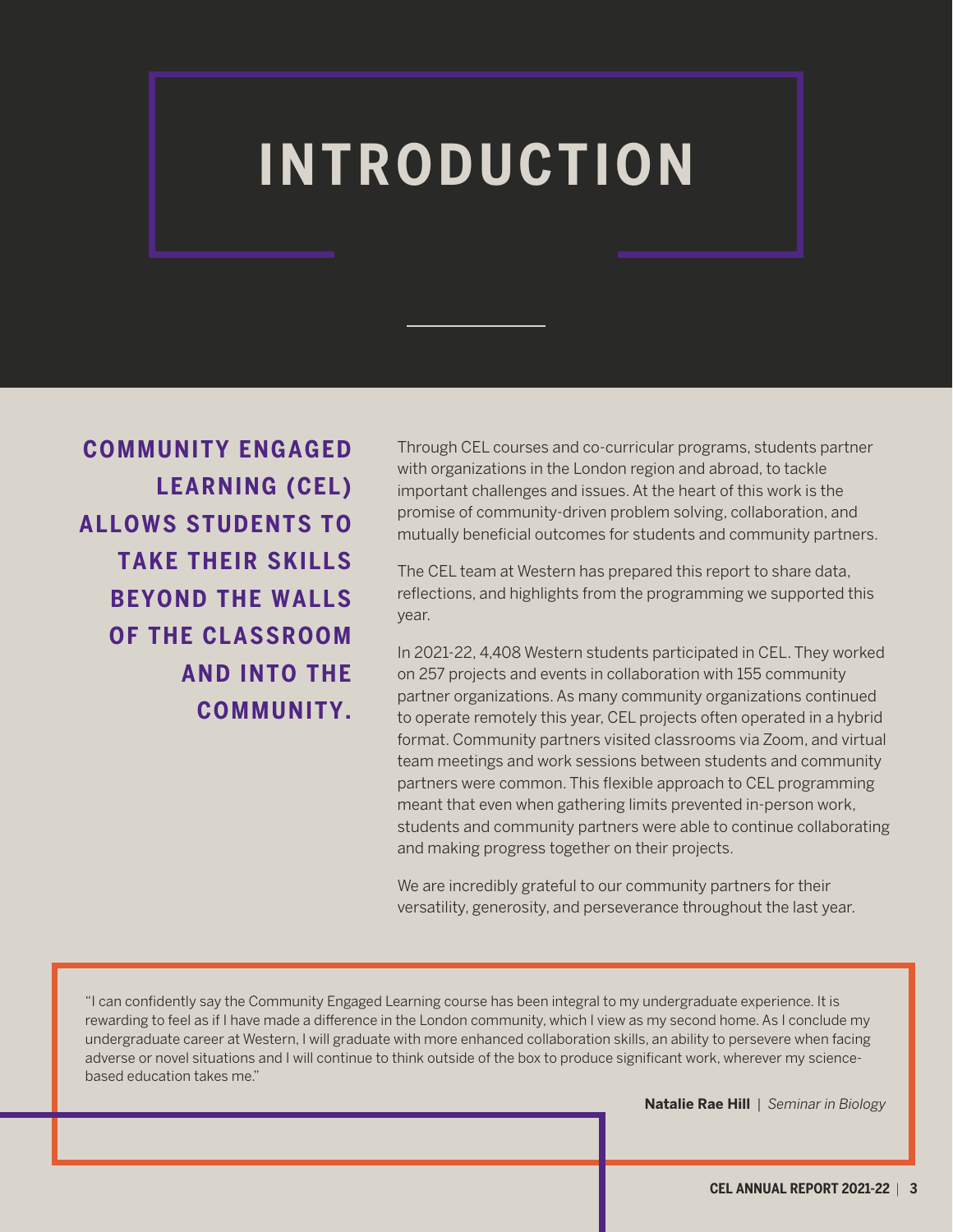# INTRODUCTION

**COMMUNITY ENGAGED LEARNING (CEL) ALLOWS STUDENTS TO TAKE THEIR SKILLS BEYOND THE WALLS OF THE CLASSROOM AND INTO THE COMMUNITY.**

Through CEL courses and co-curricular programs, students partner with organizations in the London region and abroad, to tackle important challenges and issues. At the heart of this work is the promise of community-driven problem solving, collaboration, and mutually beneficial outcomes for students and community partners.

The CEL team at Western has prepared this report to share data, reflections, and highlights from the programming we supported this year.

In 2021-22, 4,408 Western students participated in CEL. They worked on 257 projects and events in collaboration with 155 community partner organizations. As many community organizations continued to operate remotely this year, CEL projects often operated in a hybrid format. Community partners visited classrooms via Zoom, and virtual team meetings and work sessions between students and community partners were common. This flexible approach to CEL programming meant that even when gathering limits prevented in-person work, students and community partners were able to continue collaborating and making progress together on their projects.

We are incredibly grateful to our community partners for their versatility, generosity, and perseverance throughout the last year.

"I can confidently say the Community Engaged Learning course has been integral to my undergraduate experience. It is rewarding to feel as if I have made a difference in the London community, which I view as my second home. As I conclude my undergraduate career at Western, I will graduate with more enhanced collaboration skills, an ability to persevere when facing adverse or novel situations and I will continue to think outside of the box to produce significant work, wherever my science-based education takes me."

**Natalie Rae Hill** | *Seminar in Biology*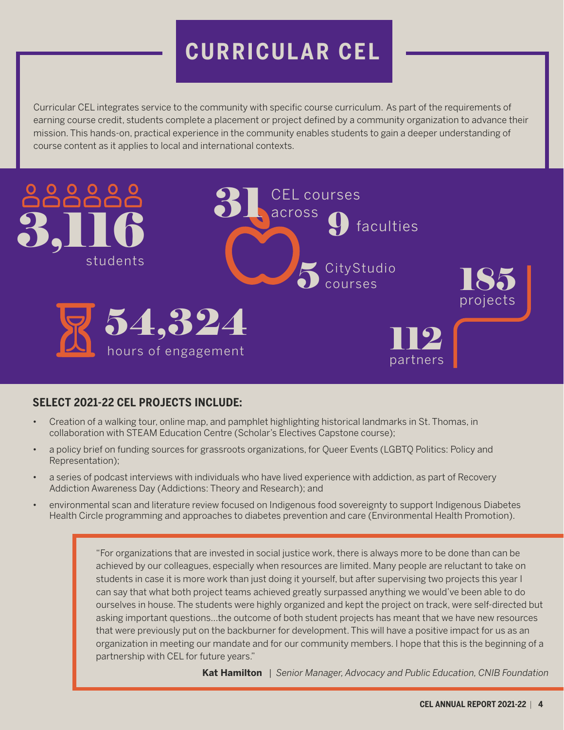# CURRICULAR CEL

Curricular CEL integrates service to the community with specific course curriculum. As part of the requirements of earning course credit, students complete a placement or project defined by a community organization to advance their mission. This hands-on, practical experience in the community enables students to gain a deeper understanding of course content as it applies to local and international contexts.

**3,116** students

**31** CEL courses across **9** faculties

**5** CityStudio courses

**185** projects

**54,324** hours of engagement

**112** partners

### SELECT 2021-22 CEL PROJECTS INCLUDE:

- Creation of a walking tour, online map, and pamphlet highlighting historical landmarks in St. Thomas, in collaboration with STEAM Education Centre (Scholar's Electives Capstone course);
- a policy brief on funding sources for grassroots organizations, for Queer Events (LGBTQ Politics: Policy and Representation);
- a series of podcast interviews with individuals who have lived experience with addiction, as part of Recovery Addiction Awareness Day (Addictions: Theory and Research); and
- environmental scan and literature review focused on Indigenous food sovereignty to support Indigenous Diabetes Health Circle programming and approaches to diabetes prevention and care (Environmental Health Promotion).

> "For organizations that are invested in social justice work, there is always more to be done than can be achieved by our colleagues, especially when resources are limited. Many people are reluctant to take on students in case it is more work than just doing it yourself, but after supervising two projects this year I can say that what both project teams achieved greatly surpassed anything we would've been able to do ourselves in house. The students were highly organized and kept the project on track, were self-directed but asking important questions...the outcome of both student projects has meant that we have new resources that were previously put on the backburner for development. This will have a positive impact for us as an organization in meeting our mandate and for our community members. I hope that this is the beginning of a partnership with CEL for future years."
>
> **Kat Hamilton** | *Senior Manager, Advocacy and Public Education, CNIB Foundation*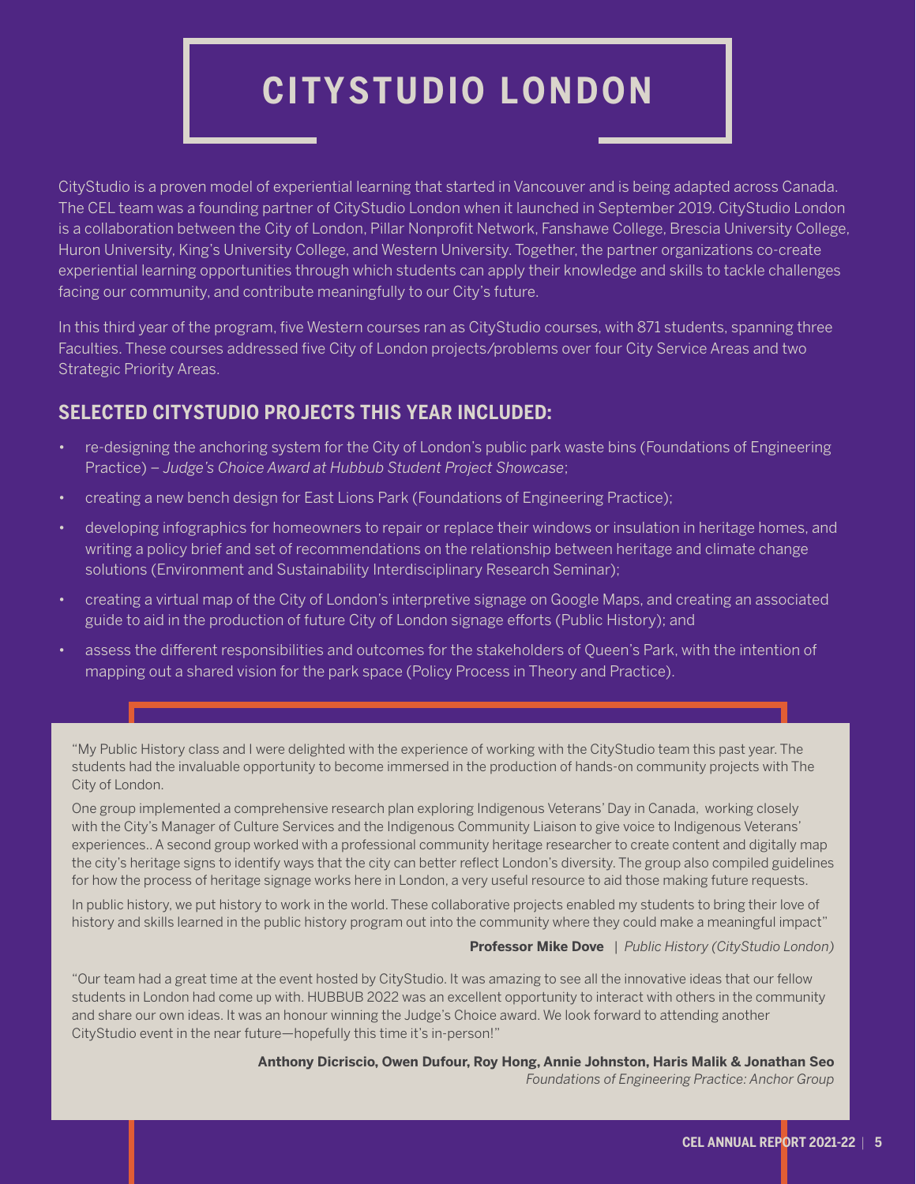# CITYSTUDIO LONDON

CityStudio is a proven model of experiential learning that started in Vancouver and is being adapted across Canada. The CEL team was a founding partner of CityStudio London when it launched in September 2019. CityStudio London is a collaboration between the City of London, Pillar Nonprofit Network, Fanshawe College, Brescia University College, Huron University, King's University College, and Western University. Together, the partner organizations co-create experiential learning opportunities through which students can apply their knowledge and skills to tackle challenges facing our community, and contribute meaningfully to our City's future.

In this third year of the program, five Western courses ran as CityStudio courses, with 871 students, spanning three Faculties. These courses addressed five City of London projects/problems over four City Service Areas and two Strategic Priority Areas.

## SELECTED CITYSTUDIO PROJECTS THIS YEAR INCLUDED:

- re-designing the anchoring system for the City of London's public park waste bins (Foundations of Engineering Practice) – *Judge's Choice Award at Hubbub Student Project Showcase*;
- creating a new bench design for East Lions Park (Foundations of Engineering Practice);
- developing infographics for homeowners to repair or replace their windows or insulation in heritage homes, and writing a policy brief and set of recommendations on the relationship between heritage and climate change solutions (Environment and Sustainability Interdisciplinary Research Seminar);
- creating a virtual map of the City of London's interpretive signage on Google Maps, and creating an associated guide to aid in the production of future City of London signage efforts (Public History); and
- assess the different responsibilities and outcomes for the stakeholders of Queen's Park, with the intention of mapping out a shared vision for the park space (Policy Process in Theory and Practice).

"My Public History class and I were delighted with the experience of working with the CityStudio team this past year. The students had the invaluable opportunity to become immersed in the production of hands-on community projects with The City of London.

One group implemented a comprehensive research plan exploring Indigenous Veterans' Day in Canada, working closely with the City's Manager of Culture Services and the Indigenous Community Liaison to give voice to Indigenous Veterans' experiences.. A second group worked with a professional community heritage researcher to create content and digitally map the city's heritage signs to identify ways that the city can better reflect London's diversity. The group also compiled guidelines for how the process of heritage signage works here in London, a very useful resource to aid those making future requests.

In public history, we put history to work in the world. These collaborative projects enabled my students to bring their love of history and skills learned in the public history program out into the community where they could make a meaningful impact"

**Professor Mike Dove** | *Public History (CityStudio London)*

"Our team had a great time at the event hosted by CityStudio. It was amazing to see all the innovative ideas that our fellow students in London had come up with. HUBBUB 2022 was an excellent opportunity to interact with others in the community and share our own ideas. It was an honour winning the Judge's Choice award. We look forward to attending another CityStudio event in the near future—hopefully this time it's in-person!"

**Anthony Dicriscio, Owen Dufour, Roy Hong, Annie Johnston, Haris Malik & Jonathan Seo**
*Foundations of Engineering Practice: Anchor Group*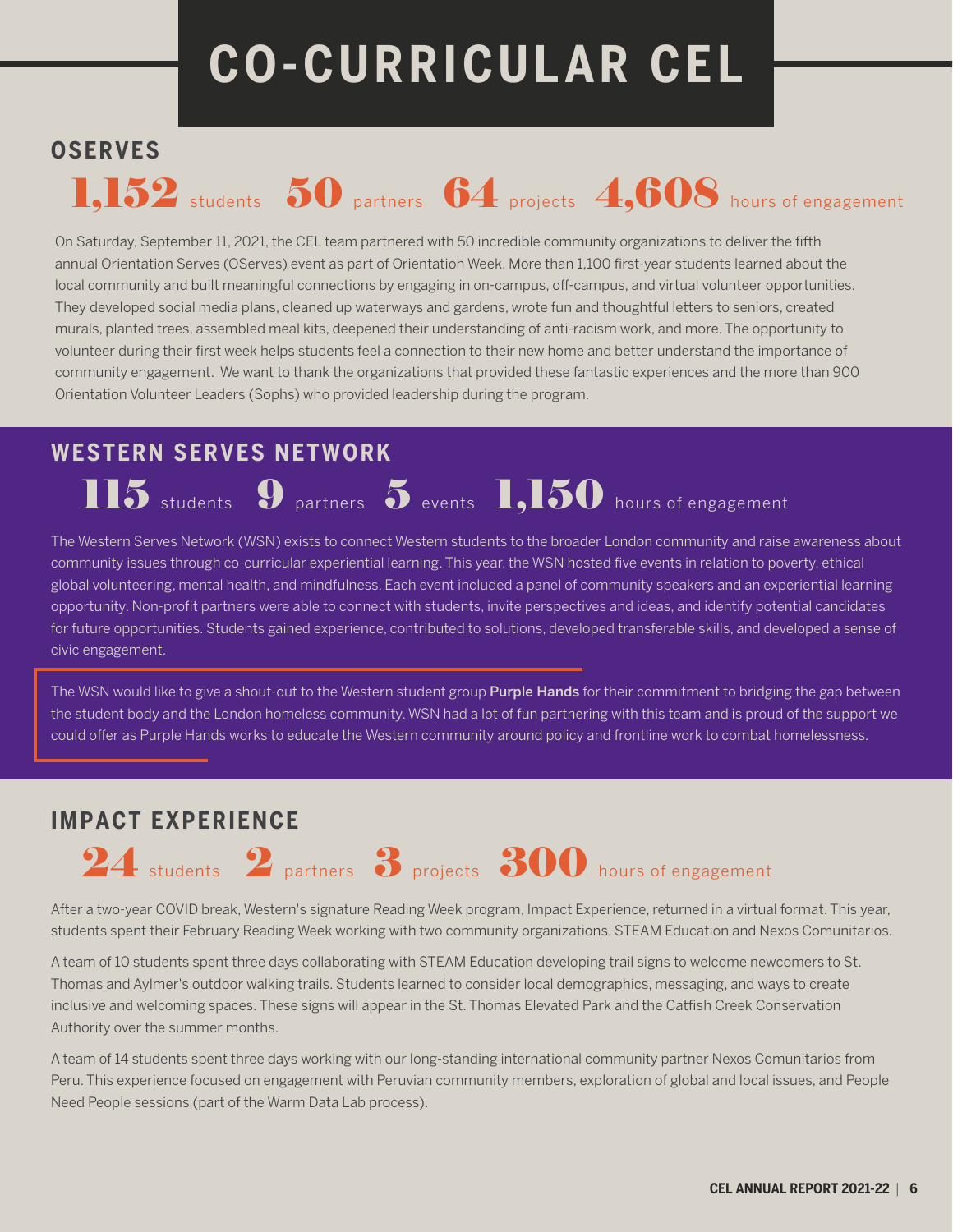# CO-CURRICULAR CEL

## OSERVES

**1,152** students **50** partners **64** projects **4,608** hours of engagement

On Saturday, September 11, 2021, the CEL team partnered with 50 incredible community organizations to deliver the fifth annual Orientation Serves (OServes) event as part of Orientation Week. More than 1,100 first-year students learned about the local community and built meaningful connections by engaging in on-campus, off-campus, and virtual volunteer opportunities. They developed social media plans, cleaned up waterways and gardens, wrote fun and thoughtful letters to seniors, created murals, planted trees, assembled meal kits, deepened their understanding of anti-racism work, and more. The opportunity to volunteer during their first week helps students feel a connection to their new home and better understand the importance of community engagement. We want to thank the organizations that provided these fantastic experiences and the more than 900 Orientation Volunteer Leaders (Sophs) who provided leadership during the program.

## WESTERN SERVES NETWORK

**115** students **9** partners **5** events **1,150** hours of engagement

The Western Serves Network (WSN) exists to connect Western students to the broader London community and raise awareness about community issues through co-curricular experiential learning. This year, the WSN hosted five events in relation to poverty, ethical global volunteering, mental health, and mindfulness. Each event included a panel of community speakers and an experiential learning opportunity. Non-profit partners were able to connect with students, invite perspectives and ideas, and identify potential candidates for future opportunities. Students gained experience, contributed to solutions, developed transferable skills, and developed a sense of civic engagement.

The WSN would like to give a shout-out to the Western student group **Purple Hands** for their commitment to bridging the gap between the student body and the London homeless community. WSN had a lot of fun partnering with this team and is proud of the support we could offer as Purple Hands works to educate the Western community around policy and frontline work to combat homelessness.

## IMPACT EXPERIENCE

**24** students **2** partners **3** projects **300** hours of engagement

After a two-year COVID break, Western's signature Reading Week program, Impact Experience, returned in a virtual format. This year, students spent their February Reading Week working with two community organizations, STEAM Education and Nexos Comunitarios.

A team of 10 students spent three days collaborating with STEAM Education developing trail signs to welcome newcomers to St. Thomas and Aylmer's outdoor walking trails. Students learned to consider local demographics, messaging, and ways to create inclusive and welcoming spaces. These signs will appear in the St. Thomas Elevated Park and the Catfish Creek Conservation Authority over the summer months.

A team of 14 students spent three days working with our long-standing international community partner Nexos Comunitarios from Peru. This experience focused on engagement with Peruvian community members, exploration of global and local issues, and People Need People sessions (part of the Warm Data Lab process).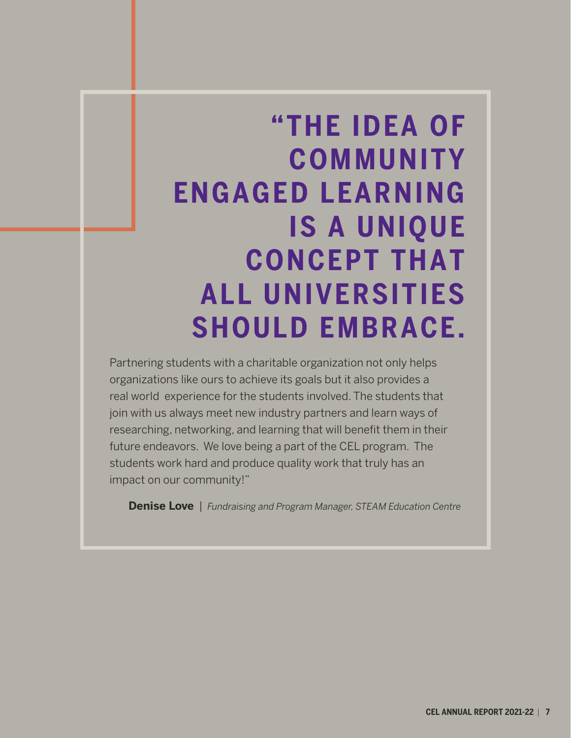# "THE IDEA OF COMMUNITY ENGAGED LEARNING IS A UNIQUE CONCEPT THAT ALL UNIVERSITIES SHOULD EMBRACE.

Partnering students with a charitable organization not only helps organizations like ours to achieve its goals but it also provides a real world experience for the students involved. The students that join with us always meet new industry partners and learn ways of researching, networking, and learning that will benefit them in their future endeavors. We love being a part of the CEL program. The students work hard and produce quality work that truly has an impact on our community!"

**Denise Love** | *Fundraising and Program Manager, STEAM Education Centre*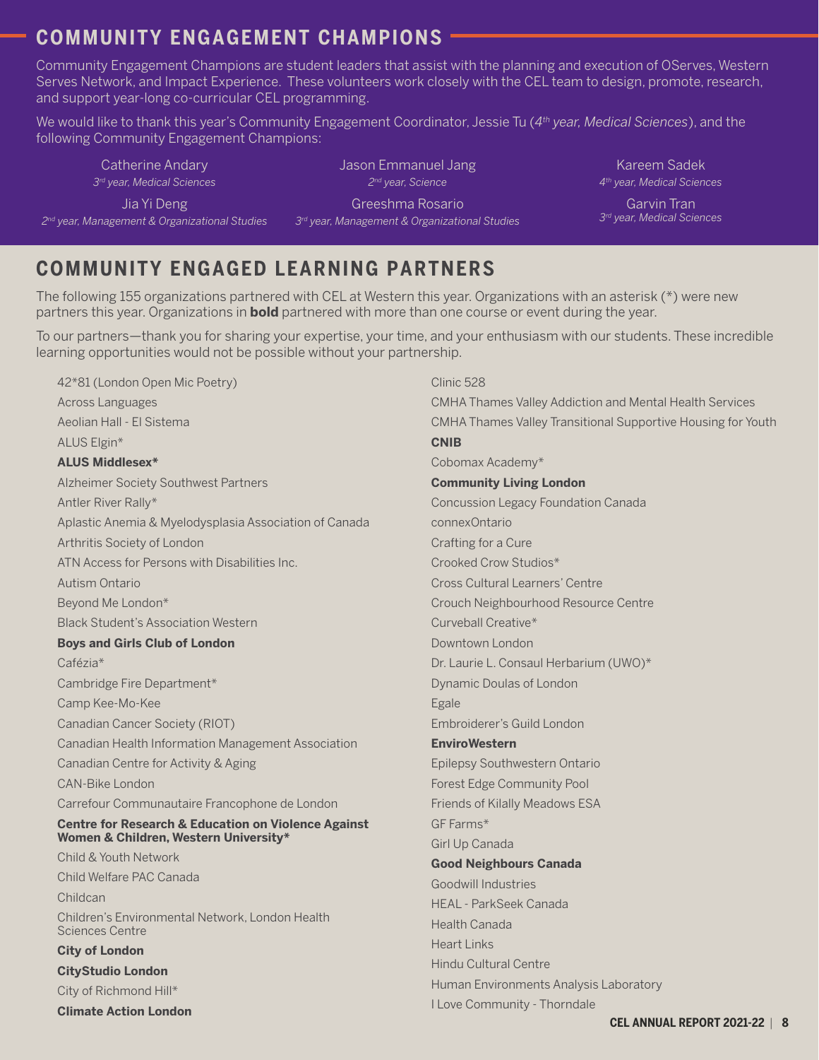## COMMUNITY ENGAGEMENT CHAMPIONS

Community Engagement Champions are student leaders that assist with the planning and execution of OServes, Western Serves Network, and Impact Experience. These volunteers work closely with the CEL team to design, promote, research, and support year-long co-curricular CEL programming.

We would like to thank this year's Community Engagement Coordinator, Jessie Tu (*4th year, Medical Sciences*), and the following Community Engagement Champions:

Catherine Andary
*3rd year, Medical Sciences*

Jia Yi Deng
*2nd year, Management & Organizational Studies*

Jason Emmanuel Jang
*2nd year, Science*

Greeshma Rosario
*3rd year, Management & Organizational Studies*

Kareem Sadek
*4th year, Medical Sciences*

Garvin Tran
*3rd year, Medical Sciences*

## COMMUNITY ENGAGED LEARNING PARTNERS

The following 155 organizations partnered with CEL at Western this year. Organizations with an asterisk (*) were new partners this year. Organizations in **bold** partnered with more than one course or event during the year.

To our partners—thank you for sharing your expertise, your time, and your enthusiasm with our students. These incredible learning opportunities would not be possible without your partnership.

42*81 (London Open Mic Poetry)
Across Languages
Aeolian Hall - El Sistema
ALUS Elgin*
**ALUS Middlesex***
Alzheimer Society Southwest Partners
Antler River Rally*
Aplastic Anemia & Myelodysplasia Association of Canada
Arthritis Society of London
ATN Access for Persons with Disabilities Inc.
Autism Ontario
Beyond Me London*
Black Student's Association Western
**Boys and Girls Club of London**
Cafézia*
Cambridge Fire Department*
Camp Kee-Mo-Kee
Canadian Cancer Society (RIOT)
Canadian Health Information Management Association
Canadian Centre for Activity & Aging
CAN-Bike London
Carrefour Communautaire Francophone de London
**Centre for Research & Education on Violence Against Women & Children, Western University***
Child & Youth Network
Child Welfare PAC Canada
Childcan
Children's Environmental Network, London Health Sciences Centre
**City of London**
**CityStudio London**
City of Richmond Hill*
**Climate Action London**
Clinic 528
CMHA Thames Valley Addiction and Mental Health Services
CMHA Thames Valley Transitional Supportive Housing for Youth
**CNIB**
Cobomax Academy*
**Community Living London**
Concussion Legacy Foundation Canada
connexOntario
Crafting for a Cure
Crooked Crow Studios*
Cross Cultural Learners' Centre
Crouch Neighbourhood Resource Centre
Curveball Creative*
Downtown London
Dr. Laurie L. Consaul Herbarium (UWO)*
Dynamic Doulas of London
Egale
Embroiderer's Guild London
**EnviroWestern**
Epilepsy Southwestern Ontario
Forest Edge Community Pool
Friends of Kilally Meadows ESA
GF Farms*
Girl Up Canada
**Good Neighbours Canada**
Goodwill Industries
HEAL - ParkSeek Canada
Health Canada
Heart Links
Hindu Cultural Centre
Human Environments Analysis Laboratory
I Love Community - Thorndale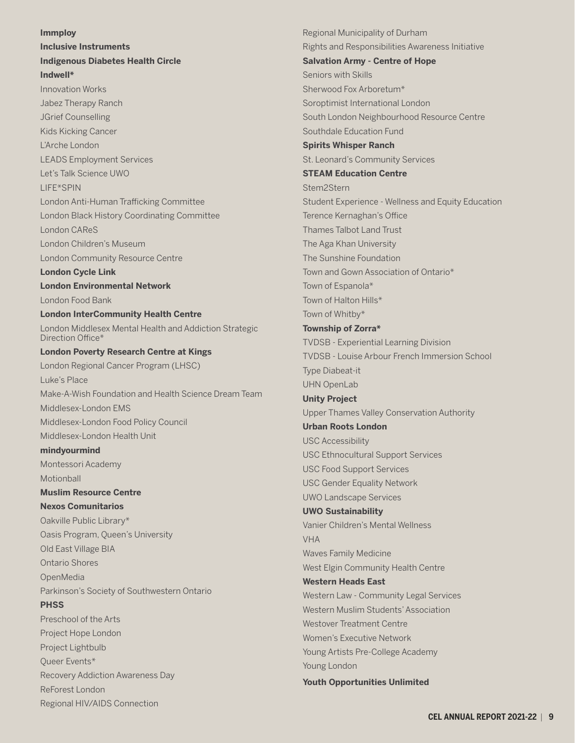**Immploy**

**Inclusive Instruments**

**Indigenous Diabetes Health Circle**

**Indwell***

Innovation Works

Jabez Therapy Ranch

JGrief Counselling

Kids Kicking Cancer

L'Arche London

LEADS Employment Services

Let's Talk Science UWO

LIFE*SPIN

London Anti-Human Trafficking Committee

London Black History Coordinating Committee

London CAReS

London Children's Museum

London Community Resource Centre

**London Cycle Link**

**London Environmental Network**

London Food Bank

**London InterCommunity Health Centre**

London Middlesex Mental Health and Addiction Strategic Direction Office*

**London Poverty Research Centre at Kings**

London Regional Cancer Program (LHSC)

Luke's Place

Make-A-Wish Foundation and Health Science Dream Team

Middlesex-London EMS

Middlesex-London Food Policy Council

Middlesex-London Health Unit

**mindyourmind**

Montessori Academy

Motionball

**Muslim Resource Centre**

**Nexos Comunitarios**

Oakville Public Library*

Oasis Program, Queen's University

Old East Village BIA

Ontario Shores

OpenMedia

Parkinson's Society of Southwestern Ontario

**PHSS**

Preschool of the Arts

Project Hope London

Project Lightbulb

Queer Events*

Recovery Addiction Awareness Day

ReForest London

Regional HIV/AIDS Connection

Regional Municipality of Durham

Rights and Responsibilities Awareness Initiative

**Salvation Army - Centre of Hope**

Seniors with Skills

Sherwood Fox Arboretum*

Soroptimist International London

South London Neighbourhood Resource Centre

Southdale Education Fund

**Spirits Whisper Ranch**

St. Leonard's Community Services

**STEAM Education Centre**

Stem2Stern

Student Experience - Wellness and Equity Education

Terence Kernaghan's Office

Thames Talbot Land Trust

The Aga Khan University

The Sunshine Foundation

Town and Gown Association of Ontario*

Town of Espanola*

Town of Halton Hills*

Town of Whitby*

**Township of Zorra***

TVDSB - Experiential Learning Division

TVDSB - Louise Arbour French Immersion School

Type Diabeat-it

UHN OpenLab

**Unity Project**

Upper Thames Valley Conservation Authority

**Urban Roots London**

USC Accessibility

USC Ethnocultural Support Services

USC Food Support Services

USC Gender Equality Network

UWO Landscape Services

**UWO Sustainability**

Vanier Children's Mental Wellness

VHA

Waves Family Medicine

West Elgin Community Health Centre

**Western Heads East**

Western Law - Community Legal Services

Western Muslim Students' Association

Westover Treatment Centre

Women's Executive Network

Young Artists Pre-College Academy

Young London

**Youth Opportunities Unlimited**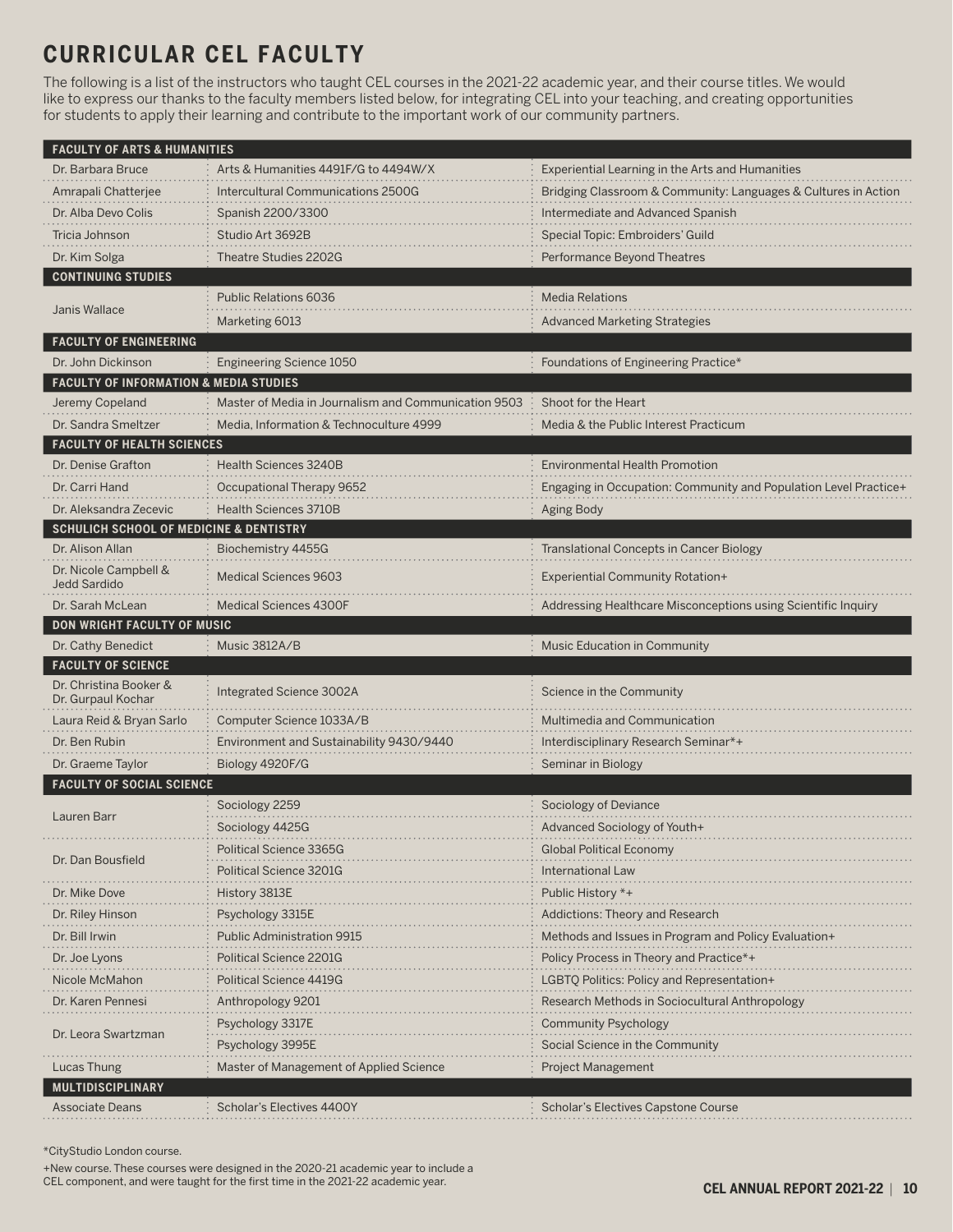# CURRICULAR CEL FACULTY

The following is a list of the instructors who taught CEL courses in the 2021-22 academic year, and their course titles. We would like to express our thanks to the faculty members listed below, for integrating CEL into your teaching, and creating opportunities for students to apply their learning and contribute to the important work of our community partners.

| Instructor | Course | Course Title |
|---|---|---|
| **FACULTY OF ARTS & HUMANITIES** | | |
| Dr. Barbara Bruce | Arts & Humanities 4491F/G to 4494W/X | Experiential Learning in the Arts and Humanities |
| Amrapali Chatterjee | Intercultural Communications 2500G | Bridging Classroom & Community: Languages & Cultures in Action |
| Dr. Alba Devo Colis | Spanish 2200/3300 | Intermediate and Advanced Spanish |
| Tricia Johnson | Studio Art 3692B | Special Topic: Embroiders' Guild |
| Dr. Kim Solga | Theatre Studies 2202G | Performance Beyond Theatres |
| **CONTINUING STUDIES** | | |
| Janis Wallace | Public Relations 6036 | Media Relations |
| | Marketing 6013 | Advanced Marketing Strategies |
| **FACULTY OF ENGINEERING** | | |
| Dr. John Dickinson | Engineering Science 1050 | Foundations of Engineering Practice* |
| **FACULTY OF INFORMATION & MEDIA STUDIES** | | |
| Jeremy Copeland | Master of Media in Journalism and Communication 9503 | Shoot for the Heart |
| Dr. Sandra Smeltzer | Media, Information & Technoculture 4999 | Media & the Public Interest Practicum |
| **FACULTY OF HEALTH SCIENCES** | | |
| Dr. Denise Grafton | Health Sciences 3240B | Environmental Health Promotion |
| Dr. Carri Hand | Occupational Therapy 9652 | Engaging in Occupation: Community and Population Level Practice+ |
| Dr. Aleksandra Zecevic | Health Sciences 3710B | Aging Body |
| **SCHULICH SCHOOL OF MEDICINE & DENTISTRY** | | |
| Dr. Alison Allan | Biochemistry 4455G | Translational Concepts in Cancer Biology |
| Dr. Nicole Campbell & Jedd Sardido | Medical Sciences 9603 | Experiential Community Rotation+ |
| Dr. Sarah McLean | Medical Sciences 4300F | Addressing Healthcare Misconceptions using Scientific Inquiry |
| **DON WRIGHT FACULTY OF MUSIC** | | |
| Dr. Cathy Benedict | Music 3812A/B | Music Education in Community |
| **FACULTY OF SCIENCE** | | |
| Dr. Christina Booker & Dr. Gurpaul Kochar | Integrated Science 3002A | Science in the Community |
| Laura Reid & Bryan Sarlo | Computer Science 1033A/B | Multimedia and Communication |
| Dr. Ben Rubin | Environment and Sustainability 9430/9440 | Interdisciplinary Research Seminar*+ |
| Dr. Graeme Taylor | Biology 4920F/G | Seminar in Biology |
| **FACULTY OF SOCIAL SCIENCE** | | |
| Lauren Barr | Sociology 2259 | Sociology of Deviance |
| | Sociology 4425G | Advanced Sociology of Youth+ |
| Dr. Dan Bousfield | Political Science 3365G | Global Political Economy |
| | Political Science 3201G | International Law |
| Dr. Mike Dove | History 3813E | Public History *+ |
| Dr. Riley Hinson | Psychology 3315E | Addictions: Theory and Research |
| Dr. Bill Irwin | Public Administration 9915 | Methods and Issues in Program and Policy Evaluation+ |
| Dr. Joe Lyons | Political Science 2201G | Policy Process in Theory and Practice*+ |
| Nicole McMahon | Political Science 4419G | LGBTQ Politics: Policy and Representation+ |
| Dr. Karen Pennesi | Anthropology 9201 | Research Methods in Sociocultural Anthropology |
| Dr. Leora Swartzman | Psychology 3317E | Community Psychology |
| | Psychology 3995E | Social Science in the Community |
| Lucas Thung | Master of Management of Applied Science | Project Management |
| **MULTIDISCIPLINARY** | | |
| Associate Deans | Scholar's Electives 4400Y | Scholar's Electives Capstone Course |

*CityStudio London course.

+New course. These courses were designed in the 2020-21 academic year to include a CEL component, and were taught for the first time in the 2021-22 academic year.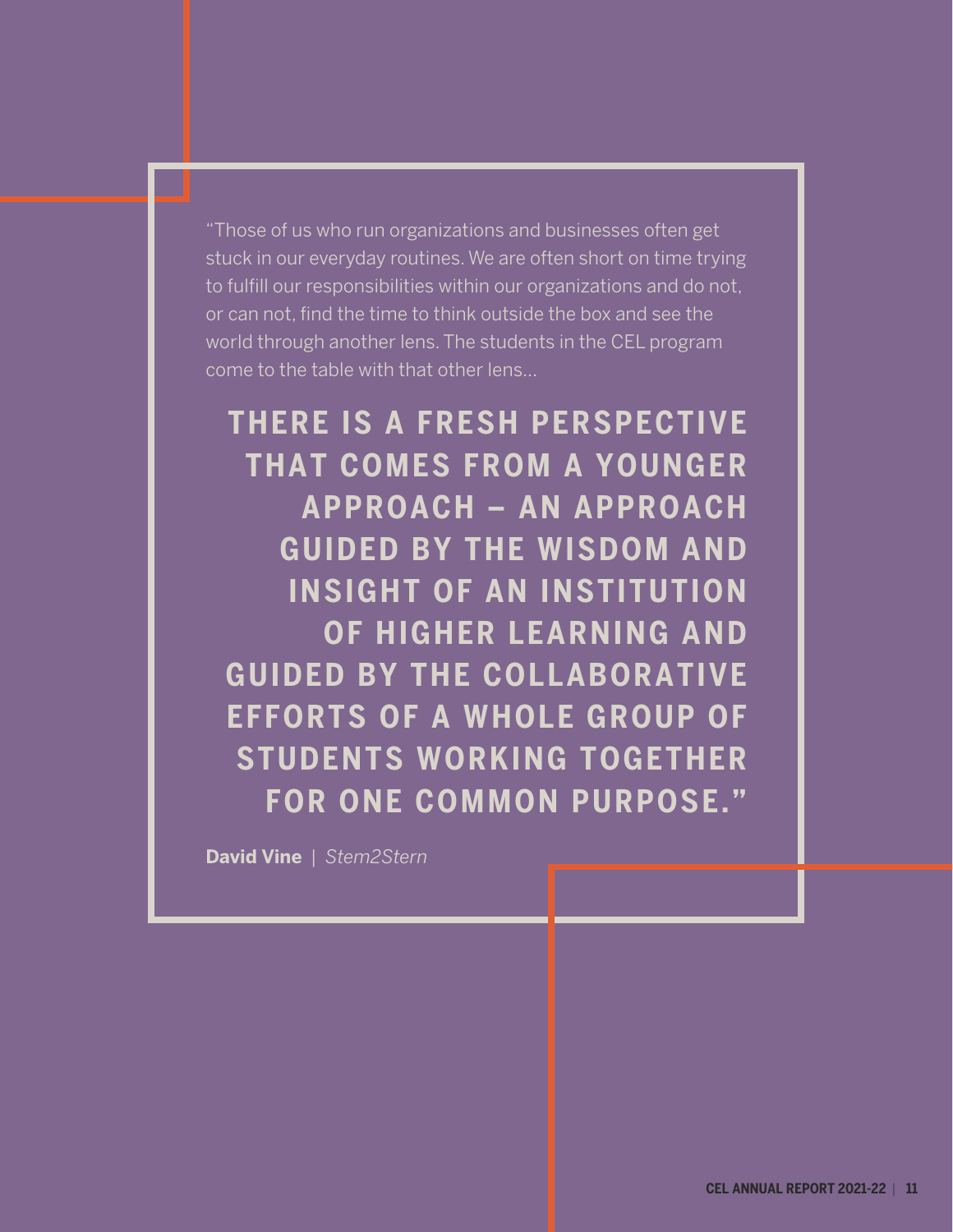"Those of us who run organizations and businesses often get stuck in our everyday routines. We are often short on time trying to fulfill our responsibilities within our organizations and do not, or can not, find the time to think outside the box and see the world through another lens. The students in the CEL program come to the table with that other lens...

**THERE IS A FRESH PERSPECTIVE THAT COMES FROM A YOUNGER APPROACH – AN APPROACH GUIDED BY THE WISDOM AND INSIGHT OF AN INSTITUTION OF HIGHER LEARNING AND GUIDED BY THE COLLABORATIVE EFFORTS OF A WHOLE GROUP OF STUDENTS WORKING TOGETHER FOR ONE COMMON PURPOSE."**

**David Vine** | *Stem2Stern*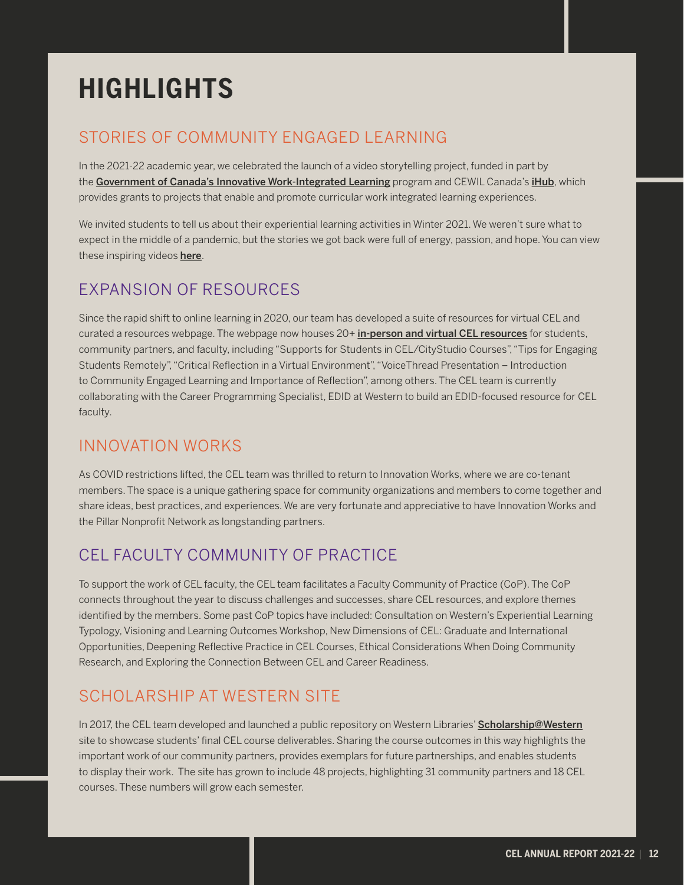# HIGHLIGHTS

## STORIES OF COMMUNITY ENGAGED LEARNING

In the 2021-22 academic year, we celebrated the launch of a video storytelling project, funded in part by the **Government of Canada's Innovative Work-Integrated Learning** program and CEWIL Canada's **iHub**, which provides grants to projects that enable and promote curricular work integrated learning experiences.

We invited students to tell us about their experiential learning activities in Winter 2021. We weren't sure what to expect in the middle of a pandemic, but the stories we got back were full of energy, passion, and hope. You can view these inspiring videos **here**.

## EXPANSION OF RESOURCES

Since the rapid shift to online learning in 2020, our team has developed a suite of resources for virtual CEL and curated a resources webpage. The webpage now houses 20+ **in-person and virtual CEL resources** for students, community partners, and faculty, including "Supports for Students in CEL/CityStudio Courses", "Tips for Engaging Students Remotely", "Critical Reflection in a Virtual Environment", "VoiceThread Presentation – Introduction to Community Engaged Learning and Importance of Reflection", among others. The CEL team is currently collaborating with the Career Programming Specialist, EDID at Western to build an EDID-focused resource for CEL faculty.

## INNOVATION WORKS

As COVID restrictions lifted, the CEL team was thrilled to return to Innovation Works, where we are co-tenant members. The space is a unique gathering space for community organizations and members to come together and share ideas, best practices, and experiences. We are very fortunate and appreciative to have Innovation Works and the Pillar Nonprofit Network as longstanding partners.

## CEL FACULTY COMMUNITY OF PRACTICE

To support the work of CEL faculty, the CEL team facilitates a Faculty Community of Practice (CoP). The CoP connects throughout the year to discuss challenges and successes, share CEL resources, and explore themes identified by the members. Some past CoP topics have included: Consultation on Western's Experiential Learning Typology, Visioning and Learning Outcomes Workshop, New Dimensions of CEL: Graduate and International Opportunities, Deepening Reflective Practice in CEL Courses, Ethical Considerations When Doing Community Research, and Exploring the Connection Between CEL and Career Readiness.

## SCHOLARSHIP AT WESTERN SITE

In 2017, the CEL team developed and launched a public repository on Western Libraries' **Scholarship@Western** site to showcase students' final CEL course deliverables. Sharing the course outcomes in this way highlights the important work of our community partners, provides exemplars for future partnerships, and enables students to display their work. The site has grown to include 48 projects, highlighting 31 community partners and 18 CEL courses. These numbers will grow each semester.